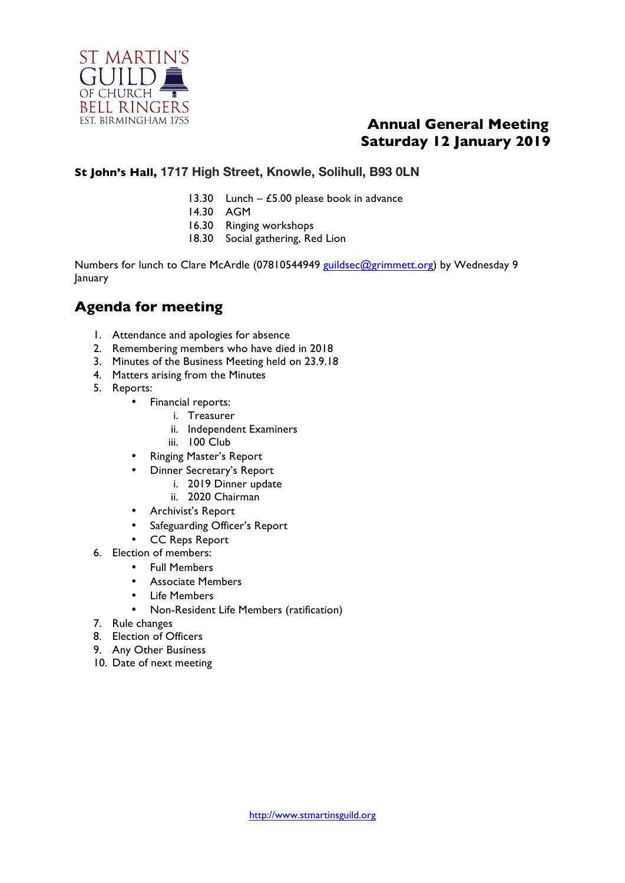ST MARTIN'S GUILD OF CHURCH BELL RINGERS
EST. BIRMINGHAM 1755

# Annual General Meeting
# Saturday 12 January 2019

**St John's Hall, 1717 High Street, Knowle, Solihull, B93 0LN**

13.30 Lunch – £5.00 please book in advance
14.30 AGM
16.30 Ringing workshops
18.30 Social gathering, Red Lion

Numbers for lunch to Clare McArdle (07810544949 guildsec@grimmett.org) by Wednesday 9 January

## Agenda for meeting

1. Attendance and apologies for absence
2. Remembering members who have died in 2018
3. Minutes of the Business Meeting held on 23.9.18
4. Matters arising from the Minutes
5. Reports:
   - Financial reports:
     i. Treasurer
     ii. Independent Examiners
     iii. 100 Club
   - Ringing Master's Report
   - Dinner Secretary's Report
     i. 2019 Dinner update
     ii. 2020 Chairman
   - Archivist's Report
   - Safeguarding Officer's Report
   - CC Reps Report
6. Election of members:
   - Full Members
   - Associate Members
   - Life Members
   - Non-Resident Life Members (ratification)
7. Rule changes
8. Election of Officers
9. Any Other Business
10. Date of next meeting

http://www.stmartinsguild.org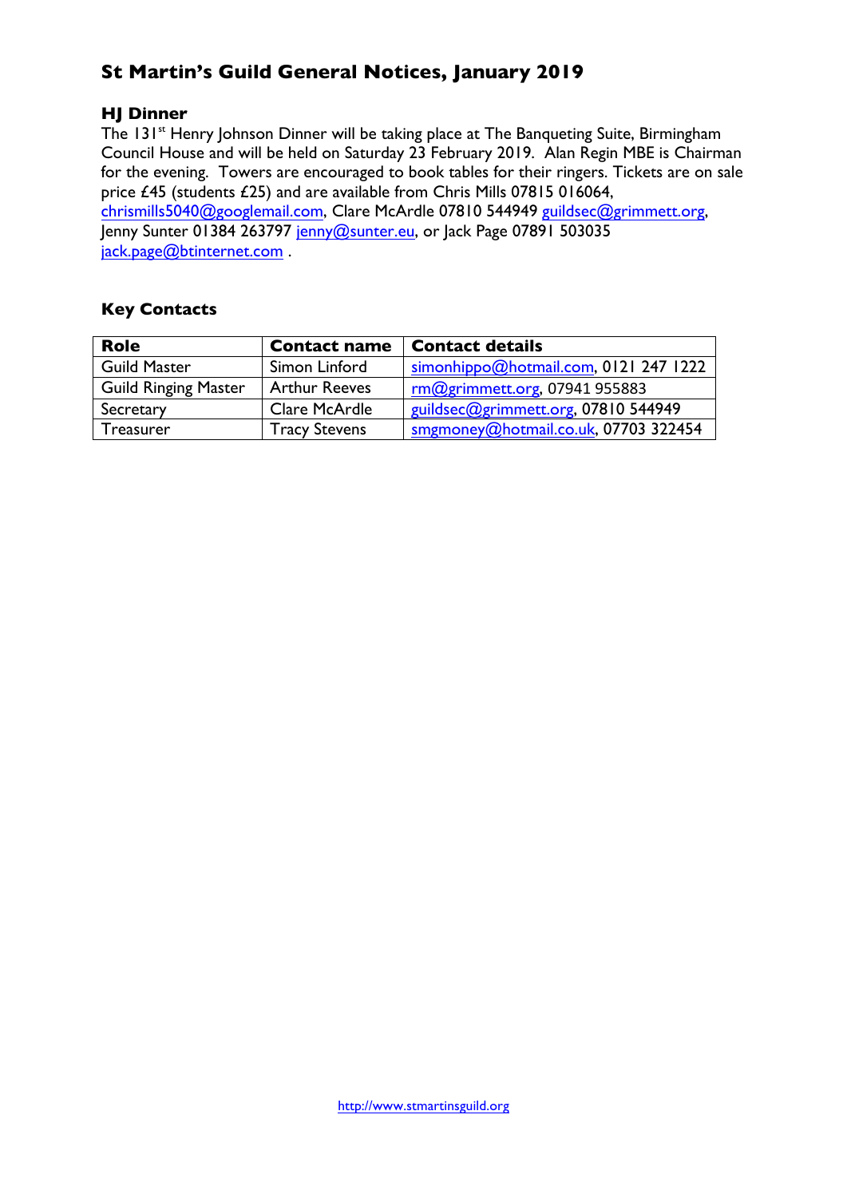# St Martin's Guild General Notices, January 2019

## HJ Dinner

The 131st Henry Johnson Dinner will be taking place at The Banqueting Suite, Birmingham Council House and will be held on Saturday 23 February 2019. Alan Regin MBE is Chairman for the evening. Towers are encouraged to book tables for their ringers. Tickets are on sale price £45 (students £25) and are available from Chris Mills 07815 016064, chrismills5040@googlemail.com, Clare McArdle 07810 544949 guildsec@grimmett.org, Jenny Sunter 01384 263797 jenny@sunter.eu, or Jack Page 07891 503035 jack.page@btinternet.com .

## Key Contacts

| Role | Contact name | Contact details |
|---|---|---|
| Guild Master | Simon Linford | simonhippo@hotmail.com, 0121 247 1222 |
| Guild Ringing Master | Arthur Reeves | rm@grimmett.org, 07941 955883 |
| Secretary | Clare McArdle | guildsec@grimmett.org, 07810 544949 |
| Treasurer | Tracy Stevens | smgmoney@hotmail.co.uk, 07703 322454 |

http://www.stmartinsguild.org